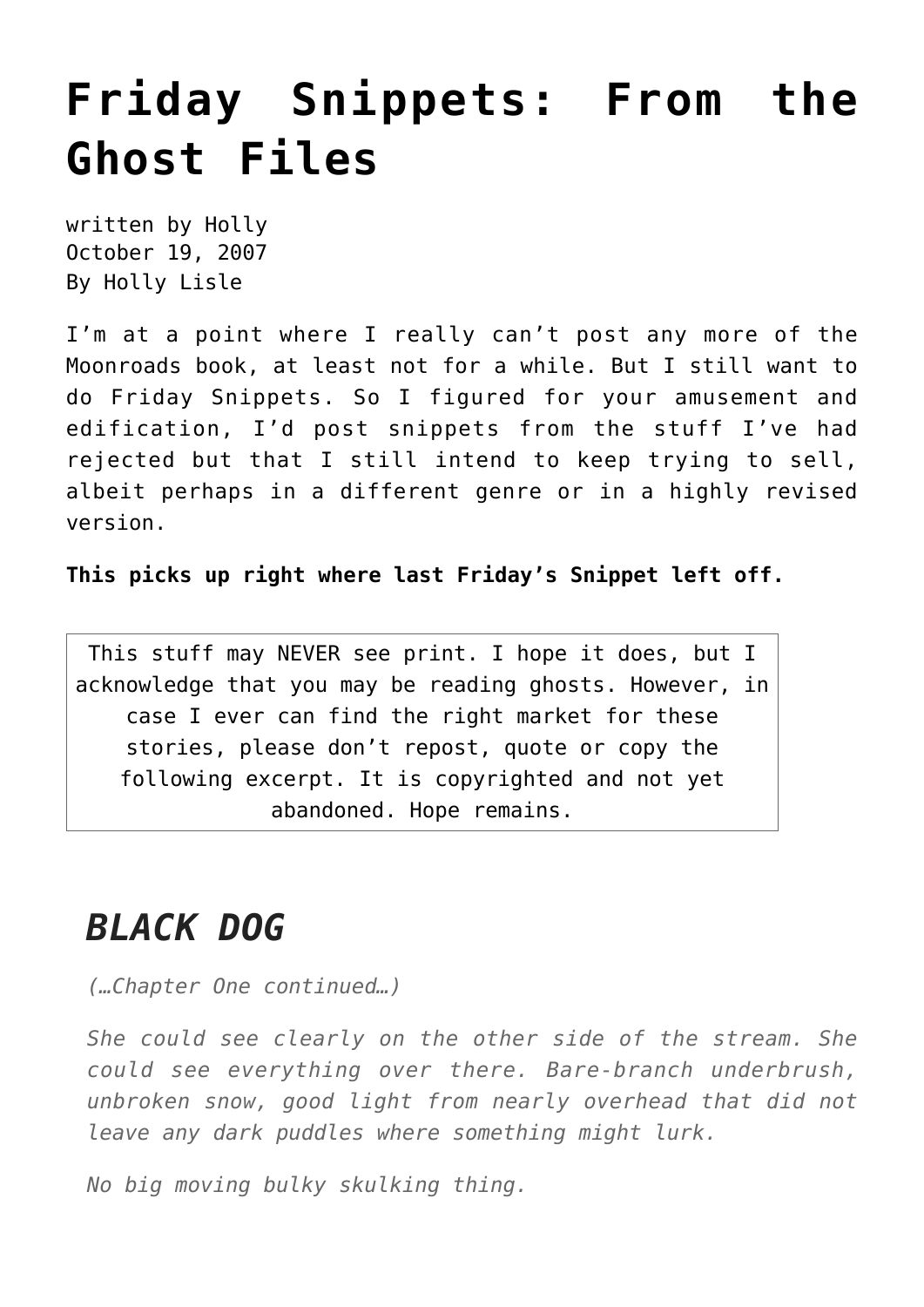# Friday Snippets: From the Ghost Files

written by Holly
October 19, 2007
By Holly Lisle

I'm at a point where I really can't post any more of the Moonroads book, at least not for a while. But I still want to do Friday Snippets. So I figured for your amusement and edification, I'd post snippets from the stuff I've had rejected but that I still intend to keep trying to sell, albeit perhaps in a different genre or in a highly revised version.

**This picks up right where last Friday's Snippet left off.**

| This stuff may NEVER see print. I hope it does, but I acknowledge that you may be reading ghosts. However, in case I ever can find the right market for these stories, please don't repost, quote or copy the following excerpt. It is copyrighted and not yet abandoned. Hope remains. |
|---|

## *BLACK DOG*

*(…Chapter One continued…)*

*She could see clearly on the other side of the stream. She could see everything over there. Bare-branch underbrush, unbroken snow, good light from nearly overhead that did not leave any dark puddles where something might lurk.*

*No big moving bulky skulking thing.*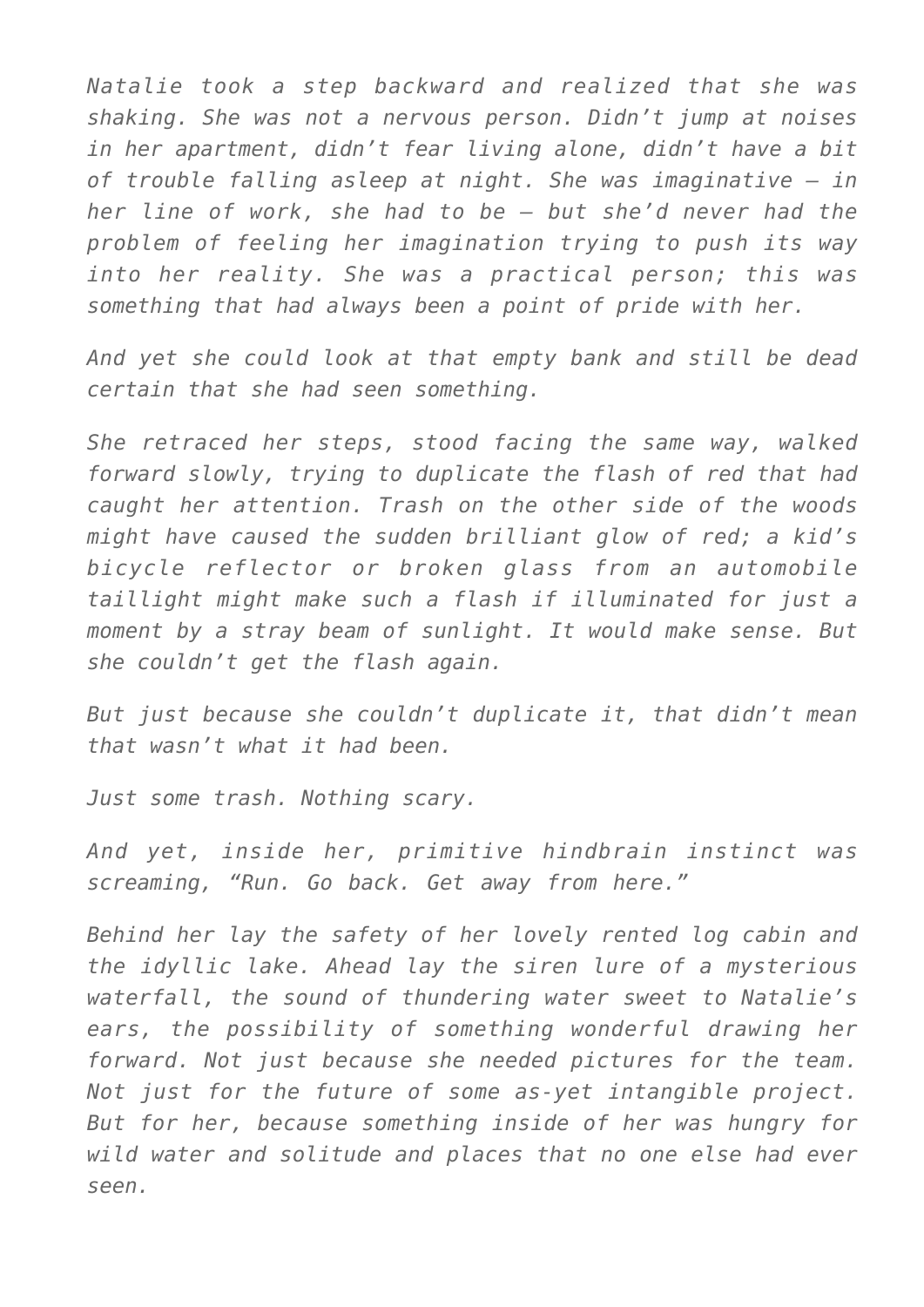*Natalie took a step backward and realized that she was shaking. She was not a nervous person. Didn't jump at noises in her apartment, didn't fear living alone, didn't have a bit of trouble falling asleep at night. She was imaginative — in her line of work, she had to be — but she'd never had the problem of feeling her imagination trying to push its way into her reality. She was a practical person; this was something that had always been a point of pride with her.*

*And yet she could look at that empty bank and still be dead certain that she had seen something.*

*She retraced her steps, stood facing the same way, walked forward slowly, trying to duplicate the flash of red that had caught her attention. Trash on the other side of the woods might have caused the sudden brilliant glow of red; a kid's bicycle reflector or broken glass from an automobile taillight might make such a flash if illuminated for just a moment by a stray beam of sunlight. It would make sense. But she couldn't get the flash again.*

*But just because she couldn't duplicate it, that didn't mean that wasn't what it had been.*

*Just some trash. Nothing scary.*

*And yet, inside her, primitive hindbrain instinct was screaming, "Run. Go back. Get away from here."*

*Behind her lay the safety of her lovely rented log cabin and the idyllic lake. Ahead lay the siren lure of a mysterious waterfall, the sound of thundering water sweet to Natalie's ears, the possibility of something wonderful drawing her forward. Not just because she needed pictures for the team. Not just for the future of some as-yet intangible project. But for her, because something inside of her was hungry for wild water and solitude and places that no one else had ever seen.*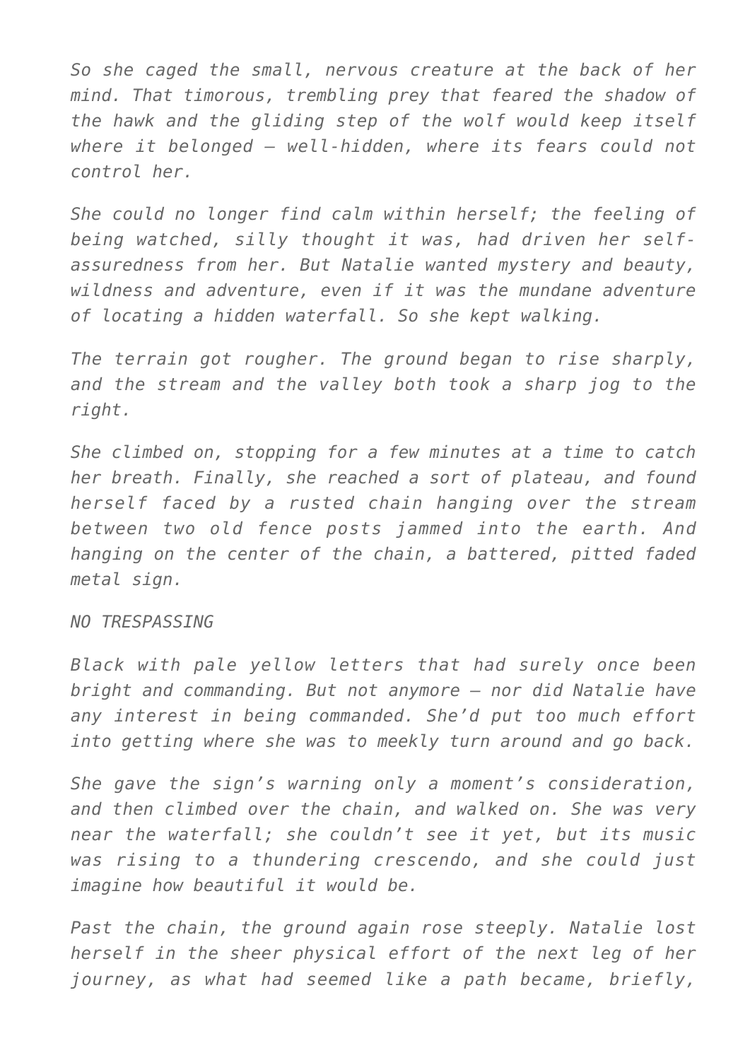*So she caged the small, nervous creature at the back of her mind. That timorous, trembling prey that feared the shadow of the hawk and the gliding step of the wolf would keep itself where it belonged — well-hidden, where its fears could not control her.*

*She could no longer find calm within herself; the feeling of being watched, silly thought it was, had driven her self-assuredness from her. But Natalie wanted mystery and beauty, wildness and adventure, even if it was the mundane adventure of locating a hidden waterfall. So she kept walking.*

*The terrain got rougher. The ground began to rise sharply, and the stream and the valley both took a sharp jog to the right.*

*She climbed on, stopping for a few minutes at a time to catch her breath. Finally, she reached a sort of plateau, and found herself faced by a rusted chain hanging over the stream between two old fence posts jammed into the earth. And hanging on the center of the chain, a battered, pitted faded metal sign.*

*NO TRESPASSING*

*Black with pale yellow letters that had surely once been bright and commanding. But not anymore — nor did Natalie have any interest in being commanded. She'd put too much effort into getting where she was to meekly turn around and go back.*

*She gave the sign's warning only a moment's consideration, and then climbed over the chain, and walked on. She was very near the waterfall; she couldn't see it yet, but its music was rising to a thundering crescendo, and she could just imagine how beautiful it would be.*

*Past the chain, the ground again rose steeply. Natalie lost herself in the sheer physical effort of the next leg of her journey, as what had seemed like a path became, briefly,*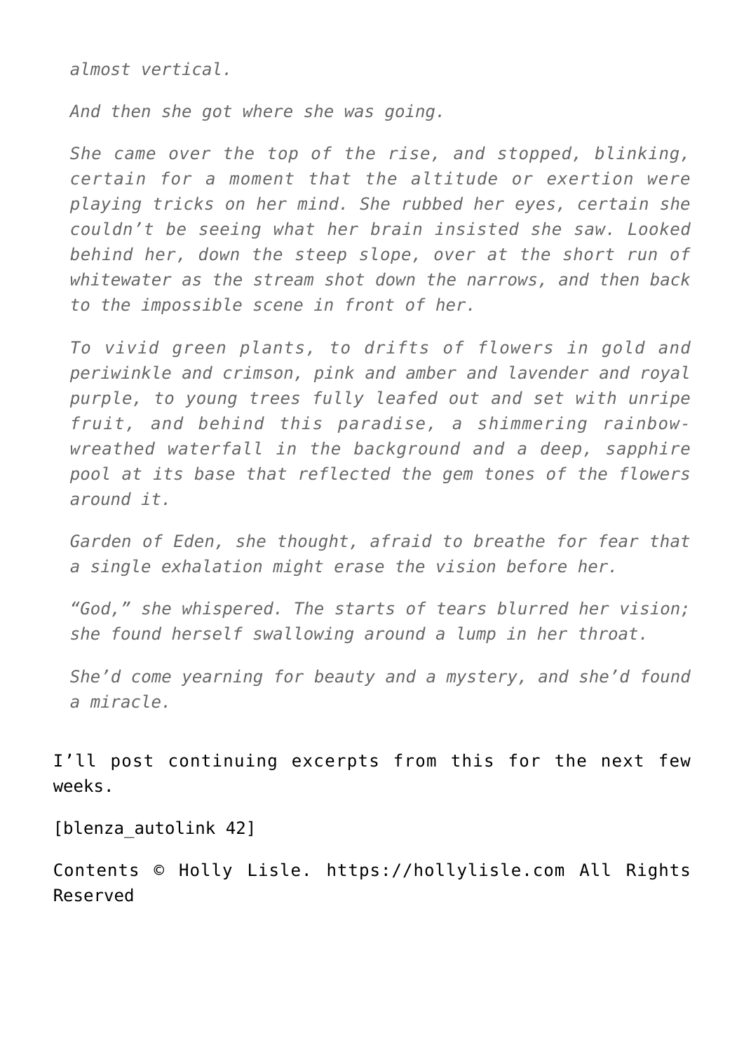*almost vertical.*

*And then she got where she was going.*

*She came over the top of the rise, and stopped, blinking, certain for a moment that the altitude or exertion were playing tricks on her mind. She rubbed her eyes, certain she couldn't be seeing what her brain insisted she saw. Looked behind her, down the steep slope, over at the short run of whitewater as the stream shot down the narrows, and then back to the impossible scene in front of her.*

*To vivid green plants, to drifts of flowers in gold and periwinkle and crimson, pink and amber and lavender and royal purple, to young trees fully leafed out and set with unripe fruit, and behind this paradise, a shimmering rainbow-wreathed waterfall in the background and a deep, sapphire pool at its base that reflected the gem tones of the flowers around it.*

*Garden of Eden, she thought, afraid to breathe for fear that a single exhalation might erase the vision before her.*

*"God," she whispered. The starts of tears blurred her vision; she found herself swallowing around a lump in her throat.*

*She'd come yearning for beauty and a mystery, and she'd found a miracle.*

I'll post continuing excerpts from this for the next few weeks.

[blenza_autolink 42]

Contents © Holly Lisle. https://hollylisle.com All Rights Reserved